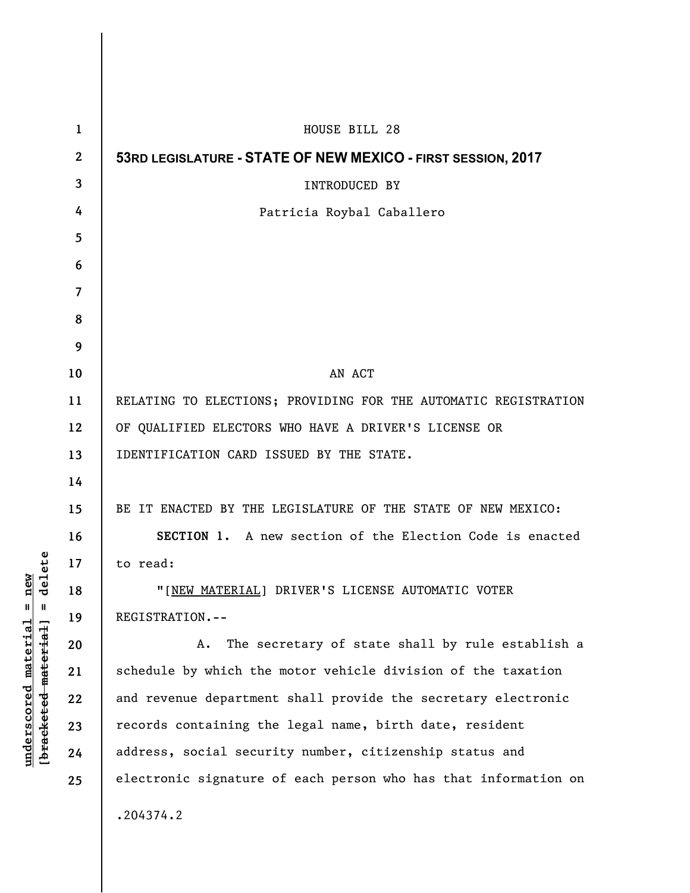HOUSE BILL 28

**53RD LEGISLATURE - STATE OF NEW MEXICO - FIRST SESSION, 2017**

INTRODUCED BY

Patricia Roybal Caballero

AN ACT

RELATING TO ELECTIONS; PROVIDING FOR THE AUTOMATIC REGISTRATION OF QUALIFIED ELECTORS WHO HAVE A DRIVER'S LICENSE OR IDENTIFICATION CARD ISSUED BY THE STATE.

BE IT ENACTED BY THE LEGISLATURE OF THE STATE OF NEW MEXICO:

**SECTION 1.** A new section of the Election Code is enacted to read:

"[NEW MATERIAL] DRIVER'S LICENSE AUTOMATIC VOTER REGISTRATION.--

A. The secretary of state shall by rule establish a schedule by which the motor vehicle division of the taxation and revenue department shall provide the secretary electronic records containing the legal name, birth date, resident address, social security number, citizenship status and electronic signature of each person who has that information on

.204374.2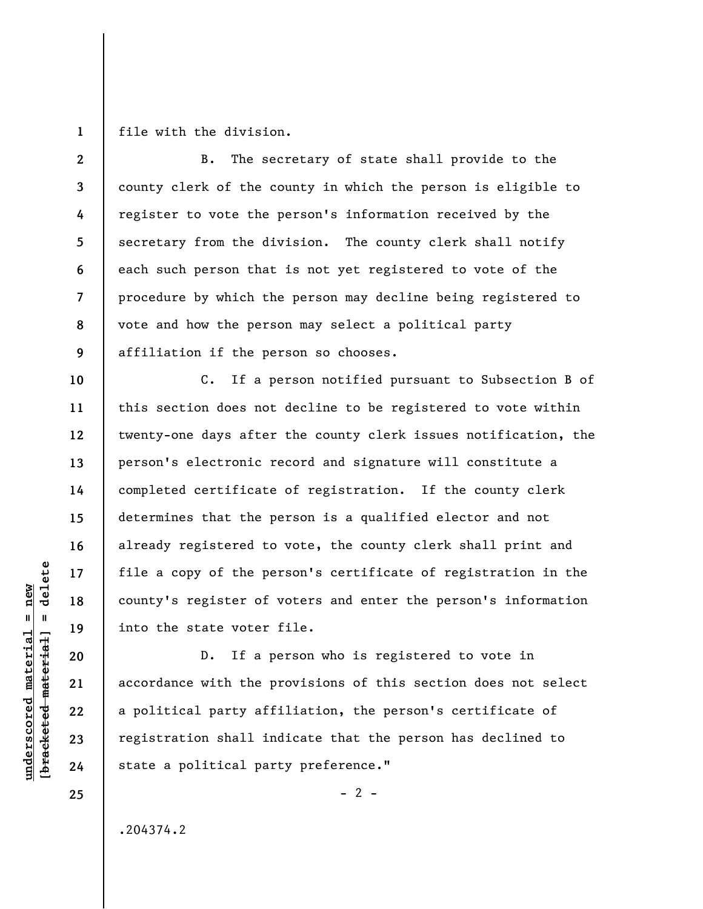file with the division.

B. The secretary of state shall provide to the county clerk of the county in which the person is eligible to register to vote the person's information received by the secretary from the division. The county clerk shall notify each such person that is not yet registered to vote of the procedure by which the person may decline being registered to vote and how the person may select a political party affiliation if the person so chooses.

C. If a person notified pursuant to Subsection B of this section does not decline to be registered to vote within twenty-one days after the county clerk issues notification, the person's electronic record and signature will constitute a completed certificate of registration. If the county clerk determines that the person is a qualified elector and not already registered to vote, the county clerk shall print and file a copy of the person's certificate of registration in the county's register of voters and enter the person's information into the state voter file.

D. If a person who is registered to vote in accordance with the provisions of this section does not select a political party affiliation, the person's certificate of registration shall indicate that the person has declined to state a political party preference."

.204374.2